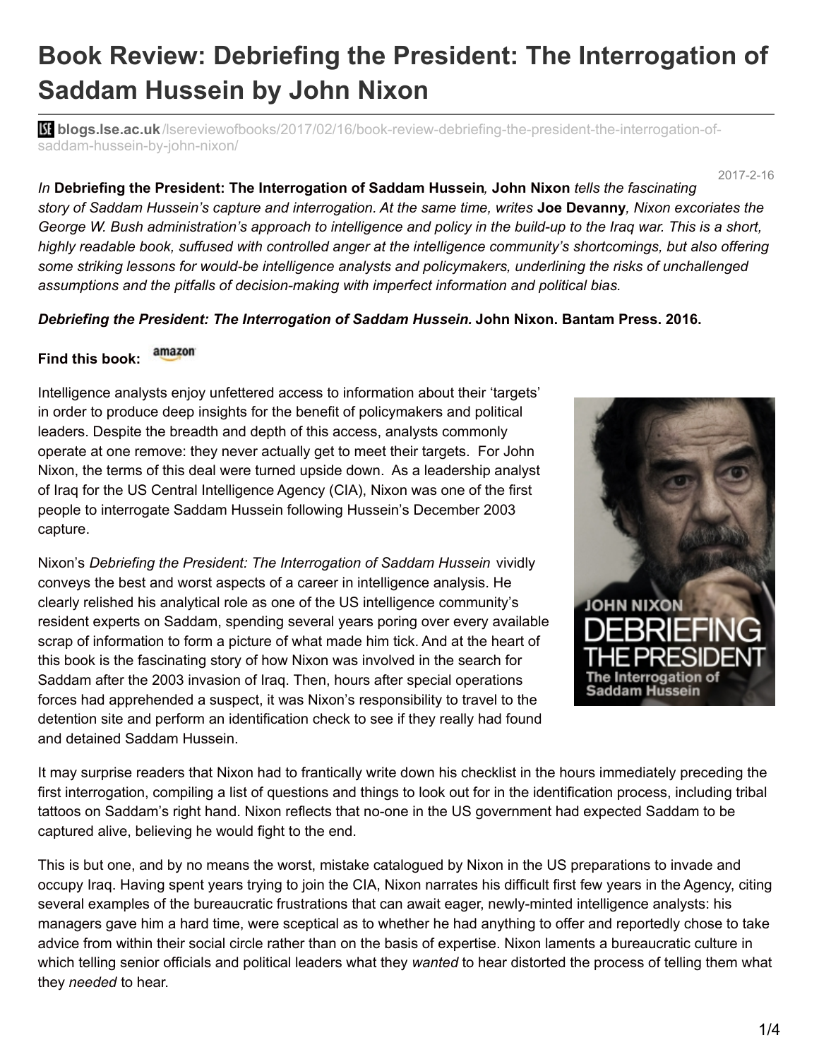# Book Review: Debriefing the President: The Interrogation of Saddam Hussein by John Nixon

blogs.lse.ac.uk/lsereviewofbooks/2017/02/16/book-review-debriefing-the-president-the-interrogation-of-saddam-hussein-by-john-nixon/

2017-2-16

*In* ***Debriefing the President: The Interrogation of Saddam Hussein****,* ***John Nixon*** *tells the fascinating story of Saddam Hussein's capture and interrogation. At the same time, writes* ***Joe Devanny****, Nixon excoriates the George W. Bush administration's approach to intelligence and policy in the build-up to the Iraq war. This is a short, highly readable book, suffused with controlled anger at the intelligence community's shortcomings, but also offering some striking lessons for would-be intelligence analysts and policymakers, underlining the risks of unchallenged assumptions and the pitfalls of decision-making with imperfect information and political bias.*

***Debriefing the President: The Interrogation of Saddam Hussein.*** **John Nixon. Bantam Press. 2016.**

**Find this book:** amazon

Intelligence analysts enjoy unfettered access to information about their 'targets' in order to produce deep insights for the benefit of policymakers and political leaders. Despite the breadth and depth of this access, analysts commonly operate at one remove: they never actually get to meet their targets. For John Nixon, the terms of this deal were turned upside down. As a leadership analyst of Iraq for the US Central Intelligence Agency (CIA), Nixon was one of the first people to interrogate Saddam Hussein following Hussein's December 2003 capture.

Nixon's *Debriefing the President: The Interrogation of Saddam Hussein* vividly conveys the best and worst aspects of a career in intelligence analysis. He clearly relished his analytical role as one of the US intelligence community's resident experts on Saddam, spending several years poring over every available scrap of information to form a picture of what made him tick. And at the heart of this book is the fascinating story of how Nixon was involved in the search for Saddam after the 2003 invasion of Iraq. Then, hours after special operations forces had apprehended a suspect, it was Nixon's responsibility to travel to the detention site and perform an identification check to see if they really had found and detained Saddam Hussein.

It may surprise readers that Nixon had to frantically write down his checklist in the hours immediately preceding the first interrogation, compiling a list of questions and things to look out for in the identification process, including tribal tattoos on Saddam's right hand. Nixon reflects that no-one in the US government had expected Saddam to be captured alive, believing he would fight to the end.

This is but one, and by no means the worst, mistake catalogued by Nixon in the US preparations to invade and occupy Iraq. Having spent years trying to join the CIA, Nixon narrates his difficult first few years in the Agency, citing several examples of the bureaucratic frustrations that can await eager, newly-minted intelligence analysts: his managers gave him a hard time, were sceptical as to whether he had anything to offer and reportedly chose to take advice from within their social circle rather than on the basis of expertise. Nixon laments a bureaucratic culture in which telling senior officials and political leaders what they *wanted* to hear distorted the process of telling them what they *needed* to hear.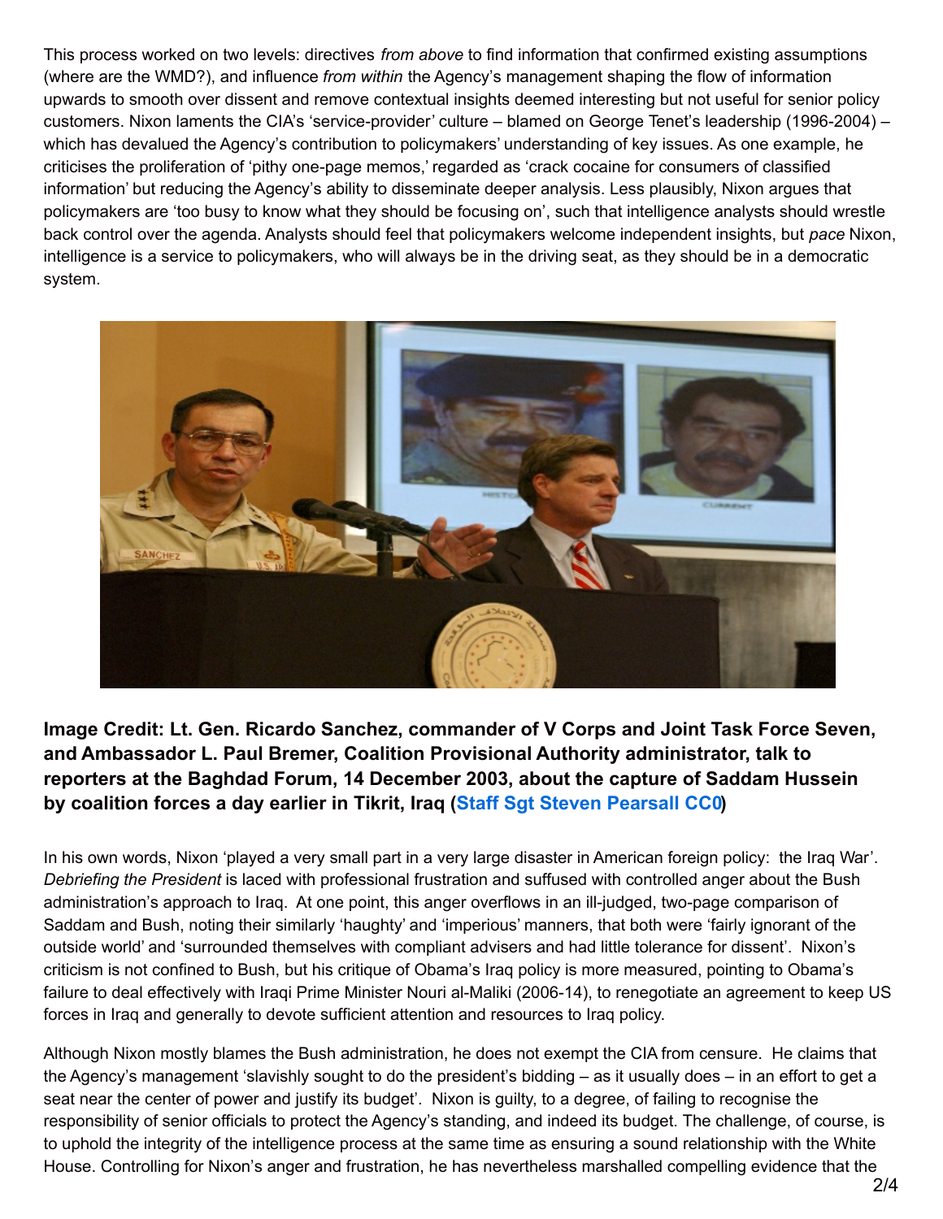This process worked on two levels: directives *from above* to find information that confirmed existing assumptions (where are the WMD?), and influence *from within* the Agency's management shaping the flow of information upwards to smooth over dissent and remove contextual insights deemed interesting but not useful for senior policy customers. Nixon laments the CIA's 'service-provider' culture – blamed on George Tenet's leadership (1996-2004) – which has devalued the Agency's contribution to policymakers' understanding of key issues. As one example, he criticises the proliferation of 'pithy one-page memos,' regarded as 'crack cocaine for consumers of classified information' but reducing the Agency's ability to disseminate deeper analysis. Less plausibly, Nixon argues that policymakers are 'too busy to know what they should be focusing on', such that intelligence analysts should wrestle back control over the agenda. Analysts should feel that policymakers welcome independent insights, but *pace* Nixon, intelligence is a service to policymakers, who will always be in the driving seat, as they should be in a democratic system.

**Image Credit: Lt. Gen. Ricardo Sanchez, commander of V Corps and Joint Task Force Seven, and Ambassador L. Paul Bremer, Coalition Provisional Authority administrator, talk to reporters at the Baghdad Forum, 14 December 2003, about the capture of Saddam Hussein by coalition forces a day earlier in Tikrit, Iraq (Staff Sgt Steven Pearsall CC0)**

In his own words, Nixon 'played a very small part in a very large disaster in American foreign policy: the Iraq War'. *Debriefing the President* is laced with professional frustration and suffused with controlled anger about the Bush administration's approach to Iraq. At one point, this anger overflows in an ill-judged, two-page comparison of Saddam and Bush, noting their similarly 'haughty' and 'imperious' manners, that both were 'fairly ignorant of the outside world' and 'surrounded themselves with compliant advisers and had little tolerance for dissent'. Nixon's criticism is not confined to Bush, but his critique of Obama's Iraq policy is more measured, pointing to Obama's failure to deal effectively with Iraqi Prime Minister Nouri al-Maliki (2006-14), to renegotiate an agreement to keep US forces in Iraq and generally to devote sufficient attention and resources to Iraq policy.

Although Nixon mostly blames the Bush administration, he does not exempt the CIA from censure. He claims that the Agency's management 'slavishly sought to do the president's bidding – as it usually does – in an effort to get a seat near the center of power and justify its budget'. Nixon is guilty, to a degree, of failing to recognise the responsibility of senior officials to protect the Agency's standing, and indeed its budget. The challenge, of course, is to uphold the integrity of the intelligence process at the same time as ensuring a sound relationship with the White House. Controlling for Nixon's anger and frustration, he has nevertheless marshalled compelling evidence that the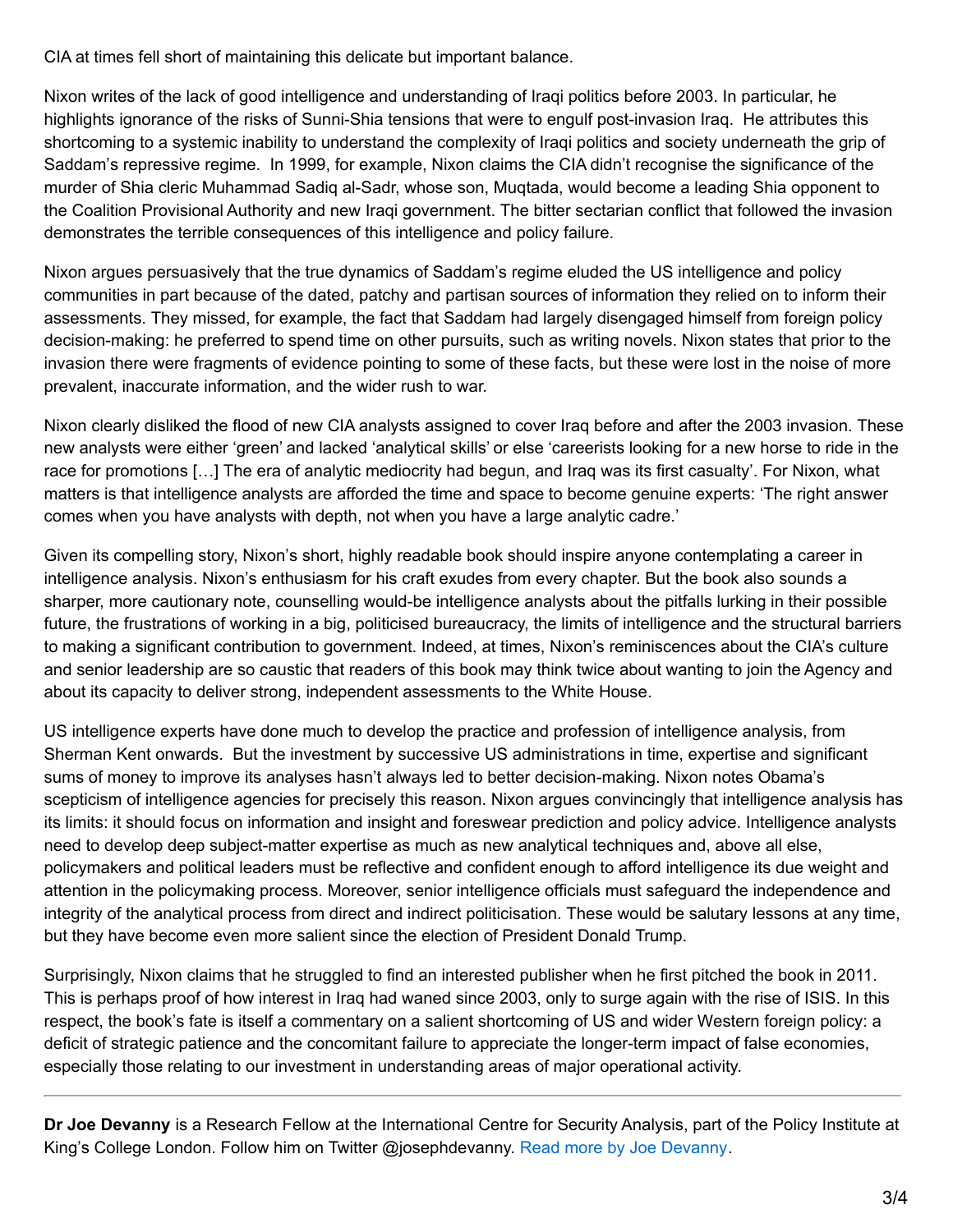CIA at times fell short of maintaining this delicate but important balance.

Nixon writes of the lack of good intelligence and understanding of Iraqi politics before 2003. In particular, he highlights ignorance of the risks of Sunni-Shia tensions that were to engulf post-invasion Iraq. He attributes this shortcoming to a systemic inability to understand the complexity of Iraqi politics and society underneath the grip of Saddam's repressive regime. In 1999, for example, Nixon claims the CIA didn't recognise the significance of the murder of Shia cleric Muhammad Sadiq al-Sadr, whose son, Muqtada, would become a leading Shia opponent to the Coalition Provisional Authority and new Iraqi government. The bitter sectarian conflict that followed the invasion demonstrates the terrible consequences of this intelligence and policy failure.

Nixon argues persuasively that the true dynamics of Saddam's regime eluded the US intelligence and policy communities in part because of the dated, patchy and partisan sources of information they relied on to inform their assessments. They missed, for example, the fact that Saddam had largely disengaged himself from foreign policy decision-making: he preferred to spend time on other pursuits, such as writing novels. Nixon states that prior to the invasion there were fragments of evidence pointing to some of these facts, but these were lost in the noise of more prevalent, inaccurate information, and the wider rush to war.

Nixon clearly disliked the flood of new CIA analysts assigned to cover Iraq before and after the 2003 invasion. These new analysts were either 'green' and lacked 'analytical skills' or else 'careerists looking for a new horse to ride in the race for promotions […] The era of analytic mediocrity had begun, and Iraq was its first casualty'. For Nixon, what matters is that intelligence analysts are afforded the time and space to become genuine experts: 'The right answer comes when you have analysts with depth, not when you have a large analytic cadre.'

Given its compelling story, Nixon's short, highly readable book should inspire anyone contemplating a career in intelligence analysis. Nixon's enthusiasm for his craft exudes from every chapter. But the book also sounds a sharper, more cautionary note, counselling would-be intelligence analysts about the pitfalls lurking in their possible future, the frustrations of working in a big, politicised bureaucracy, the limits of intelligence and the structural barriers to making a significant contribution to government. Indeed, at times, Nixon's reminiscences about the CIA's culture and senior leadership are so caustic that readers of this book may think twice about wanting to join the Agency and about its capacity to deliver strong, independent assessments to the White House.

US intelligence experts have done much to develop the practice and profession of intelligence analysis, from Sherman Kent onwards. But the investment by successive US administrations in time, expertise and significant sums of money to improve its analyses hasn't always led to better decision-making. Nixon notes Obama's scepticism of intelligence agencies for precisely this reason. Nixon argues convincingly that intelligence analysis has its limits: it should focus on information and insight and foreswear prediction and policy advice. Intelligence analysts need to develop deep subject-matter expertise as much as new analytical techniques and, above all else, policymakers and political leaders must be reflective and confident enough to afford intelligence its due weight and attention in the policymaking process. Moreover, senior intelligence officials must safeguard the independence and integrity of the analytical process from direct and indirect politicisation. These would be salutary lessons at any time, but they have become even more salient since the election of President Donald Trump.

Surprisingly, Nixon claims that he struggled to find an interested publisher when he first pitched the book in 2011. This is perhaps proof of how interest in Iraq had waned since 2003, only to surge again with the rise of ISIS. In this respect, the book's fate is itself a commentary on a salient shortcoming of US and wider Western foreign policy: a deficit of strategic patience and the concomitant failure to appreciate the longer-term impact of false economies, especially those relating to our investment in understanding areas of major operational activity.

---

**Dr Joe Devanny** is a Research Fellow at the International Centre for Security Analysis, part of the Policy Institute at King's College London. Follow him on Twitter @josephdevanny. Read more by Joe Devanny.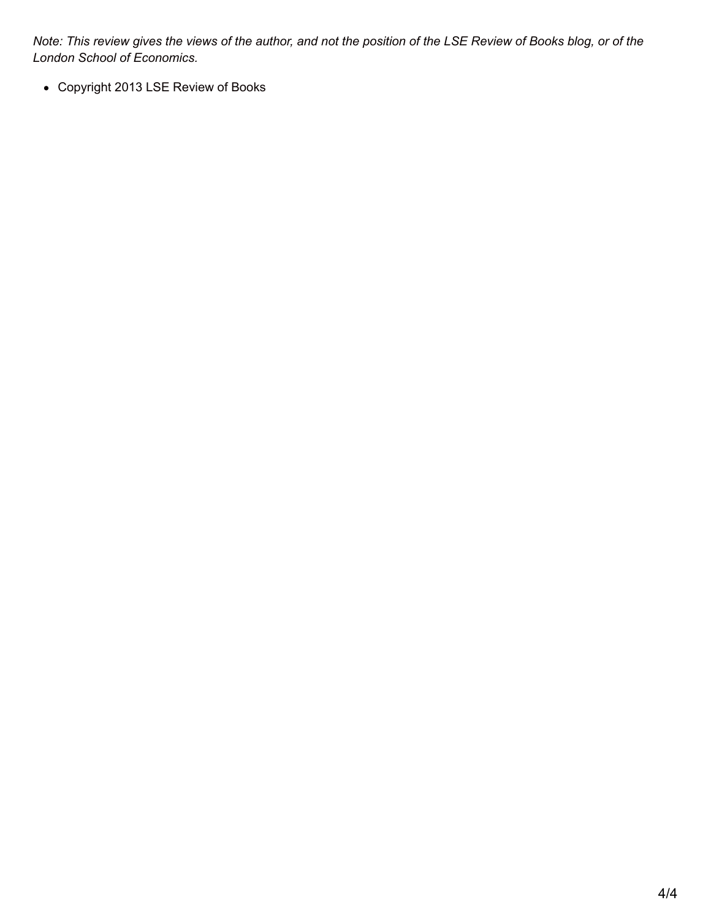*Note: This review gives the views of the author, and not the position of the LSE Review of Books blog, or of the London School of Economics.*

- Copyright 2013 LSE Review of Books